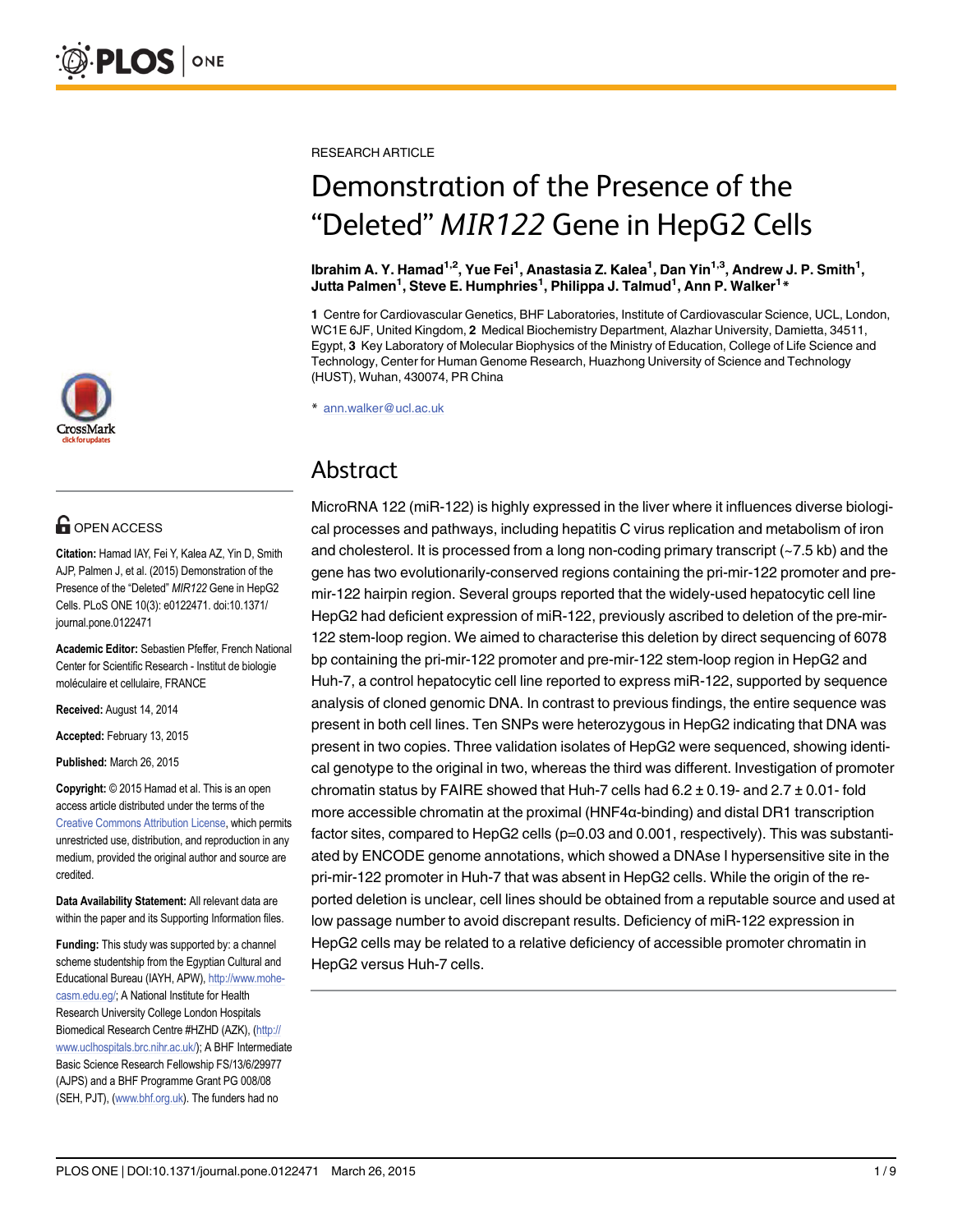RESEARCH ARTICLE

# Demonstration of the Presence of the "Deleted" *MIR122* Gene in HepG2 Cells

**Ibrahim A. Y. Hamad[1,2], Yue Fei[1], Anastasia Z. Kalea[1], Dan Yin[1,3], Andrew J. P. Smith[1], Jutta Palmen[1], Steve E. Humphries[1], Philippa J. Talmud[1], Ann P. Walker[1]***

**1** Centre for Cardiovascular Genetics, BHF Laboratories, Institute of Cardiovascular Science, UCL, London, WC1E 6JF, United Kingdom, **2** Medical Biochemistry Department, Alazhar University, Damietta, 34511, Egypt, **3** Key Laboratory of Molecular Biophysics of the Ministry of Education, College of Life Science and Technology, Center for Human Genome Research, Huazhong University of Science and Technology (HUST), Wuhan, 430074, PR China

* ann.walker@ucl.ac.uk

OPEN ACCESS

**Citation:** Hamad IAY, Fei Y, Kalea AZ, Yin D, Smith AJP, Palmen J, et al. (2015) Demonstration of the Presence of the "Deleted" *MIR122* Gene in HepG2 Cells. PLoS ONE 10(3): e0122471. doi:10.1371/journal.pone.0122471

**Academic Editor:** Sebastien Pfeffer, French National Center for Scientific Research - Institut de biologie moléculaire et cellulaire, FRANCE

**Received:** August 14, 2014

**Accepted:** February 13, 2015

**Published:** March 26, 2015

**Copyright:** © 2015 Hamad et al. This is an open access article distributed under the terms of the Creative Commons Attribution License, which permits unrestricted use, distribution, and reproduction in any medium, provided the original author and source are credited.

**Data Availability Statement:** All relevant data are within the paper and its Supporting Information files.

**Funding:** This study was supported by: a channel scheme studentship from the Egyptian Cultural and Educational Bureau (IAYH, APW), http://www.mohe-casm.edu.eg/; A National Institute for Health Research University College London Hospitals Biomedical Research Centre #HZHD (AZK), (http://www.uclhospitals.brc.nihr.ac.uk/); A BHF Intermediate Basic Science Research Fellowship FS/13/6/29977 (AJPS) and a BHF Programme Grant PG 008/08 (SEH, PJT), (www.bhf.org.uk). The funders had no

## Abstract

MicroRNA 122 (miR-122) is highly expressed in the liver where it influences diverse biological processes and pathways, including hepatitis C virus replication and metabolism of iron and cholesterol. It is processed from a long non-coding primary transcript (~7.5 kb) and the gene has two evolutionarily-conserved regions containing the pri-mir-122 promoter and pre-mir-122 hairpin region. Several groups reported that the widely-used hepatocytic cell line HepG2 had deficient expression of miR-122, previously ascribed to deletion of the pre-mir-122 stem-loop region. We aimed to characterise this deletion by direct sequencing of 6078 bp containing the pri-mir-122 promoter and pre-mir-122 stem-loop region in HepG2 and Huh-7, a control hepatocytic cell line reported to express miR-122, supported by sequence analysis of cloned genomic DNA. In contrast to previous findings, the entire sequence was present in both cell lines. Ten SNPs were heterozygous in HepG2 indicating that DNA was present in two copies. Three validation isolates of HepG2 were sequenced, showing identical genotype to the original in two, whereas the third was different. Investigation of promoter chromatin status by FAIRE showed that Huh-7 cells had 6.2 ± 0.19- and 2.7 ± 0.01- fold more accessible chromatin at the proximal (HNF4α-binding) and distal DR1 transcription factor sites, compared to HepG2 cells ($p=0.03$ and $0.001$, respectively). This was substantiated by ENCODE genome annotations, which showed a DNAse I hypersensitive site in the pri-mir-122 promoter in Huh-7 that was absent in HepG2 cells. While the origin of the reported deletion is unclear, cell lines should be obtained from a reputable source and used at low passage number to avoid discrepant results. Deficiency of miR-122 expression in HepG2 cells may be related to a relative deficiency of accessible promoter chromatin in HepG2 versus Huh-7 cells.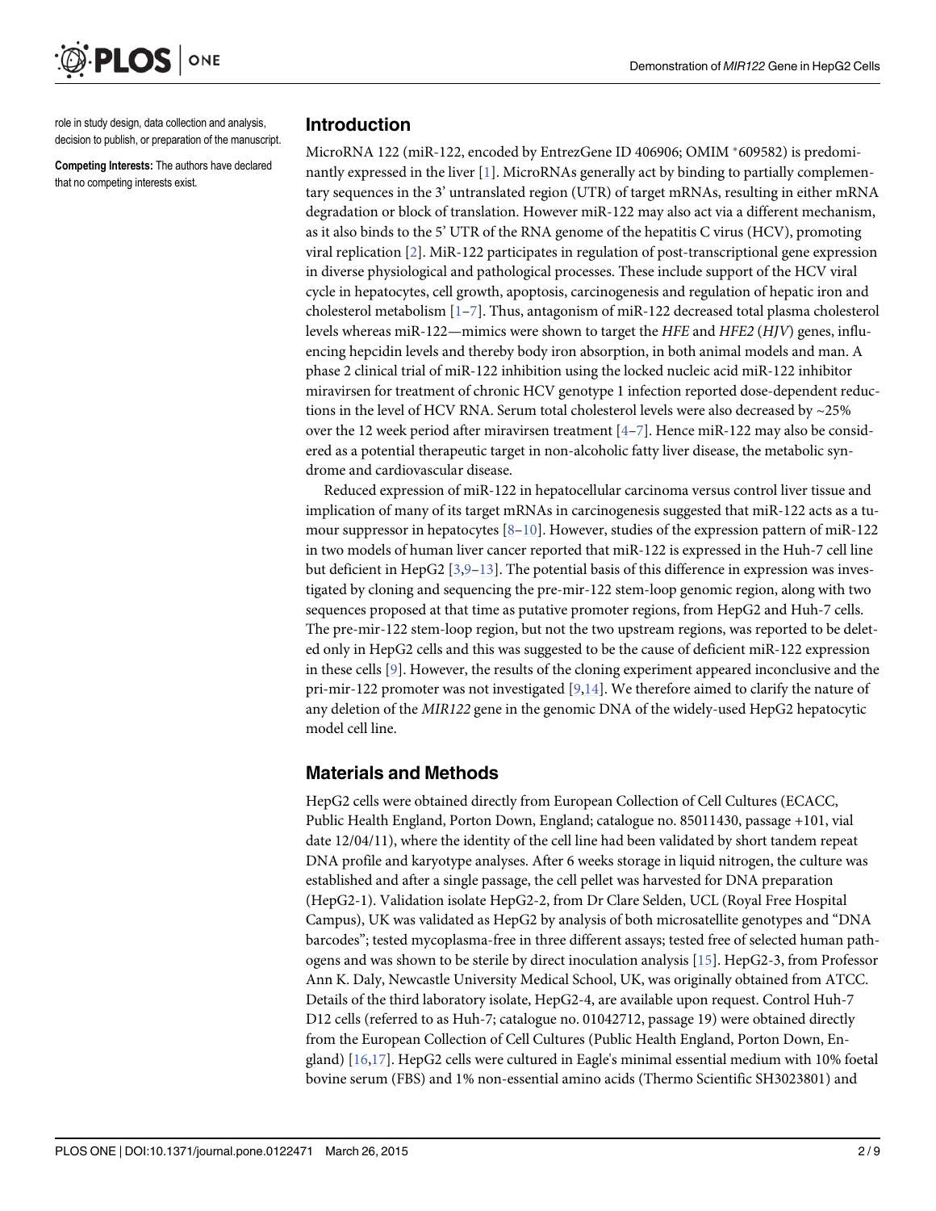role in study design, data collection and analysis, decision to publish, or preparation of the manuscript.

**Competing Interests:** The authors have declared that no competing interests exist.

## Introduction

MicroRNA 122 (miR-122, encoded by EntrezGene ID 406906; OMIM *609582) is predominantly expressed in the liver [1]. MicroRNAs generally act by binding to partially complementary sequences in the 3' untranslated region (UTR) of target mRNAs, resulting in either mRNA degradation or block of translation. However miR-122 may also act via a different mechanism, as it also binds to the 5' UTR of the RNA genome of the hepatitis C virus (HCV), promoting viral replication [2]. MiR-122 participates in regulation of post-transcriptional gene expression in diverse physiological and pathological processes. These include support of the HCV viral cycle in hepatocytes, cell growth, apoptosis, carcinogenesis and regulation of hepatic iron and cholesterol metabolism [1–7]. Thus, antagonism of miR-122 decreased total plasma cholesterol levels whereas miR-122—mimics were shown to target the *HFE* and *HFE2* (*HJV*) genes, influencing hepcidin levels and thereby body iron absorption, in both animal models and man. A phase 2 clinical trial of miR-122 inhibition using the locked nucleic acid miR-122 inhibitor miravirsen for treatment of chronic HCV genotype 1 infection reported dose-dependent reductions in the level of HCV RNA. Serum total cholesterol levels were also decreased by ~25% over the 12 week period after miravirsen treatment [4–7]. Hence miR-122 may also be considered as a potential therapeutic target in non-alcoholic fatty liver disease, the metabolic syndrome and cardiovascular disease.

Reduced expression of miR-122 in hepatocellular carcinoma versus control liver tissue and implication of many of its target mRNAs in carcinogenesis suggested that miR-122 acts as a tumour suppressor in hepatocytes [8–10]. However, studies of the expression pattern of miR-122 in two models of human liver cancer reported that miR-122 is expressed in the Huh-7 cell line but deficient in HepG2 [3,9–13]. The potential basis of this difference in expression was investigated by cloning and sequencing the pre-mir-122 stem-loop genomic region, along with two sequences proposed at that time as putative promoter regions, from HepG2 and Huh-7 cells. The pre-mir-122 stem-loop region, but not the two upstream regions, was reported to be deleted only in HepG2 cells and this was suggested to be the cause of deficient miR-122 expression in these cells [9]. However, the results of the cloning experiment appeared inconclusive and the pri-mir-122 promoter was not investigated [9,14]. We therefore aimed to clarify the nature of any deletion of the *MIR122* gene in the genomic DNA of the widely-used HepG2 hepatocytic model cell line.

## Materials and Methods

HepG2 cells were obtained directly from European Collection of Cell Cultures (ECACC, Public Health England, Porton Down, England; catalogue no. 85011430, passage +101, vial date 12/04/11), where the identity of the cell line had been validated by short tandem repeat DNA profile and karyotype analyses. After 6 weeks storage in liquid nitrogen, the culture was established and after a single passage, the cell pellet was harvested for DNA preparation (HepG2-1). Validation isolate HepG2-2, from Dr Clare Selden, UCL (Royal Free Hospital Campus), UK was validated as HepG2 by analysis of both microsatellite genotypes and "DNA barcodes"; tested mycoplasma-free in three different assays; tested free of selected human pathogens and was shown to be sterile by direct inoculation analysis [15]. HepG2-3, from Professor Ann K. Daly, Newcastle University Medical School, UK, was originally obtained from ATCC. Details of the third laboratory isolate, HepG2-4, are available upon request. Control Huh-7 D12 cells (referred to as Huh-7; catalogue no. 01042712, passage 19) were obtained directly from the European Collection of Cell Cultures (Public Health England, Porton Down, England) [16,17]. HepG2 cells were cultured in Eagle's minimal essential medium with 10% foetal bovine serum (FBS) and 1% non-essential amino acids (Thermo Scientific SH3023801) and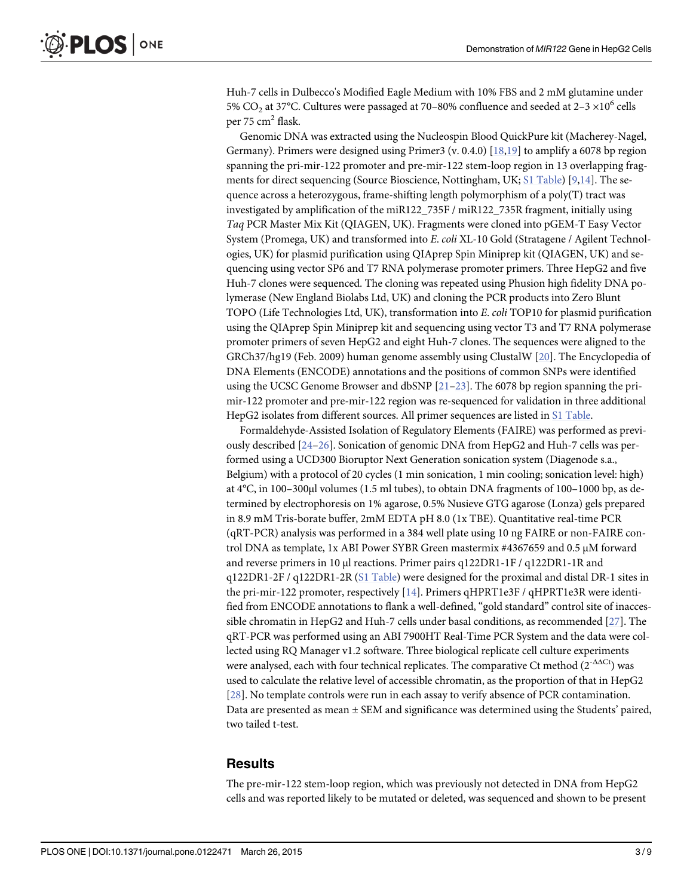Huh-7 cells in Dulbecco's Modified Eagle Medium with 10% FBS and 2 mM glutamine under 5% $CO_2$ at 37°C. Cultures were passaged at 70–80% confluence and seeded at 2–3 $\times 10^6$ cells per 75 $cm^2$ flask.

Genomic DNA was extracted using the Nucleospin Blood QuickPure kit (Macherey-Nagel, Germany). Primers were designed using Primer3 (v. 0.4.0) [18,19] to amplify a 6078 bp region spanning the pri-mir-122 promoter and pre-mir-122 stem-loop region in 13 overlapping fragments for direct sequencing (Source Bioscience, Nottingham, UK; S1 Table) [9,14]. The sequence across a heterozygous, frame-shifting length polymorphism of a poly(T) tract was investigated by amplification of the miR122_735F / miR122_735R fragment, initially using *Taq* PCR Master Mix Kit (QIAGEN, UK). Fragments were cloned into pGEM-T Easy Vector System (Promega, UK) and transformed into *E. coli* XL-10 Gold (Stratagene / Agilent Technologies, UK) for plasmid purification using QIAprep Spin Miniprep kit (QIAGEN, UK) and sequencing using vector SP6 and T7 RNA polymerase promoter primers. Three HepG2 and five Huh-7 clones were sequenced. The cloning was repeated using Phusion high fidelity DNA polymerase (New England Biolabs Ltd, UK) and cloning the PCR products into Zero Blunt TOPO (Life Technologies Ltd, UK), transformation into *E. coli* TOP10 for plasmid purification using the QIAprep Spin Miniprep kit and sequencing using vector T3 and T7 RNA polymerase promoter primers of seven HepG2 and eight Huh-7 clones. The sequences were aligned to the GRCh37/hg19 (Feb. 2009) human genome assembly using ClustalW [20]. The Encyclopedia of DNA Elements (ENCODE) annotations and the positions of common SNPs were identified using the UCSC Genome Browser and dbSNP [21–23]. The 6078 bp region spanning the pri-mir-122 promoter and pre-mir-122 region was re-sequenced for validation in three additional HepG2 isolates from different sources. All primer sequences are listed in S1 Table.

Formaldehyde-Assisted Isolation of Regulatory Elements (FAIRE) was performed as previously described [24–26]. Sonication of genomic DNA from HepG2 and Huh-7 cells was performed using a UCD300 Bioruptor Next Generation sonication system (Diagenode s.a., Belgium) with a protocol of 20 cycles (1 min sonication, 1 min cooling; sonication level: high) at 4°C, in 100–300μl volumes (1.5 ml tubes), to obtain DNA fragments of 100–1000 bp, as determined by electrophoresis on 1% agarose, 0.5% Nusieve GTG agarose (Lonza) gels prepared in 8.9 mM Tris-borate buffer, 2mM EDTA pH 8.0 (1x TBE). Quantitative real-time PCR (qRT-PCR) analysis was performed in a 384 well plate using 10 ng FAIRE or non-FAIRE control DNA as template, 1x ABI Power SYBR Green mastermix #4367659 and 0.5 μM forward and reverse primers in 10 μl reactions. Primer pairs q122DR1-1F / q122DR1-1R and q122DR1-2F / q122DR1-2R (S1 Table) were designed for the proximal and distal DR-1 sites in the pri-mir-122 promoter, respectively [14]. Primers qHPRT1e3F / qHPRT1e3R were identified from ENCODE annotations to flank a well-defined, "gold standard" control site of inaccessible chromatin in HepG2 and Huh-7 cells under basal conditions, as recommended [27]. The qRT-PCR was performed using an ABI 7900HT Real-Time PCR System and the data were collected using RQ Manager v1.2 software. Three biological replicate cell culture experiments were analysed, each with four technical replicates. The comparative Ct method ($2^{-\Delta\Delta Ct}$) was used to calculate the relative level of accessible chromatin, as the proportion of that in HepG2 [28]. No template controls were run in each assay to verify absence of PCR contamination. Data are presented as mean ± SEM and significance was determined using the Students' paired, two tailed t-test.

## Results

The pre-mir-122 stem-loop region, which was previously not detected in DNA from HepG2 cells and was reported likely to be mutated or deleted, was sequenced and shown to be present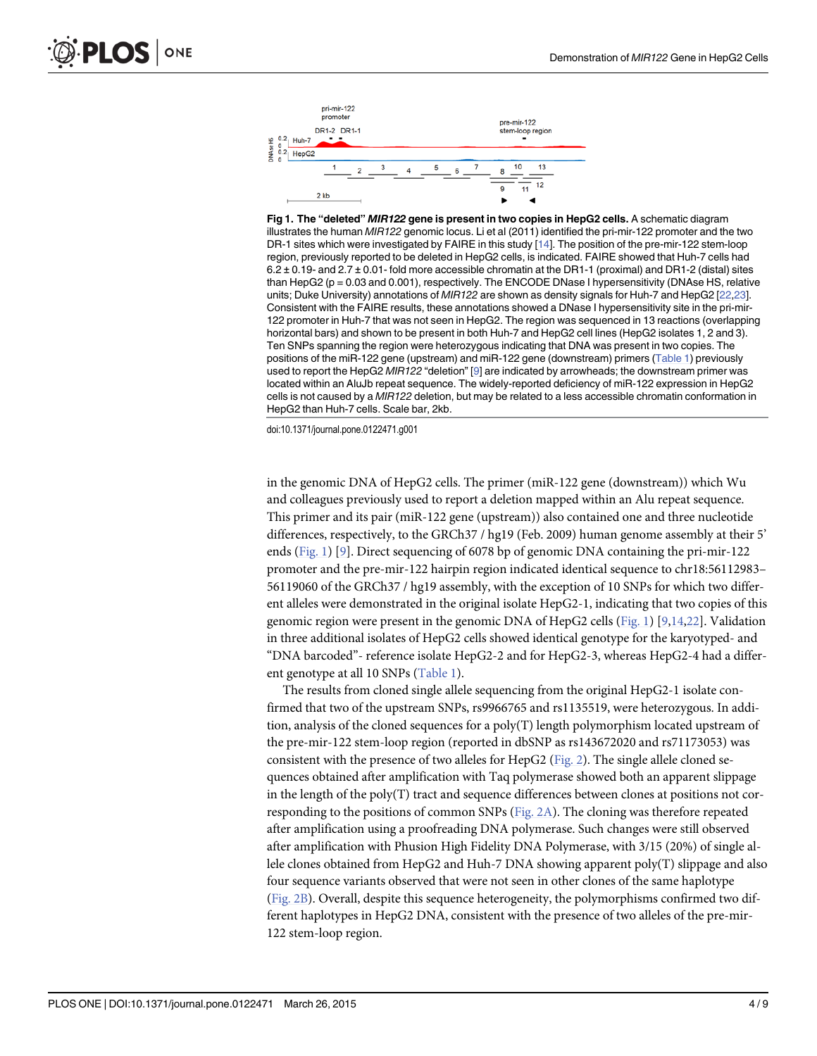**Fig 1. The "deleted" *MIR122* gene is present in two copies in HepG2 cells.** A schematic diagram illustrates the human *MIR122* genomic locus. Li et al (2011) identified the pri-mir-122 promoter and the two DR-1 sites which were investigated by FAIRE in this study [14]. The position of the pre-mir-122 stem-loop region, previously reported to be deleted in HepG2 cells, is indicated. FAIRE showed that Huh-7 cells had 6.2 ± 0.19- and 2.7 ± 0.01- fold more accessible chromatin at the DR1-1 (proximal) and DR1-2 (distal) sites than HepG2 ($p = 0.03$ and 0.001), respectively. The ENCODE DNase I hypersensitivity (DNAse HS, relative units; Duke University) annotations of *MIR122* are shown as density signals for Huh-7 and HepG2 [22,23]. Consistent with the FAIRE results, these annotations showed a DNase I hypersensitivity site in the pri-mir-122 promoter in Huh-7 that was not seen in HepG2. The region was sequenced in 13 reactions (overlapping horizontal bars) and shown to be present in both Huh-7 and HepG2 cell lines (HepG2 isolates 1, 2 and 3). Ten SNPs spanning the region were heterozygous indicating that DNA was present in two copies. The positions of the miR-122 gene (upstream) and miR-122 gene (downstream) primers (Table 1) previously used to report the HepG2 *MIR122* "deletion" [9] are indicated by arrowheads; the downstream primer was located within an AluJb repeat sequence. The widely-reported deficiency of miR-122 expression in HepG2 cells is not caused by a *MIR122* deletion, but may be related to a less accessible chromatin conformation in HepG2 than Huh-7 cells. Scale bar, 2kb.

doi:10.1371/journal.pone.0122471.g001

in the genomic DNA of HepG2 cells. The primer (miR-122 gene (downstream)) which Wu and colleagues previously used to report a deletion mapped within an Alu repeat sequence. This primer and its pair (miR-122 gene (upstream)) also contained one and three nucleotide differences, respectively, to the GRCh37 / hg19 (Feb. 2009) human genome assembly at their 5' ends (Fig. 1) [9]. Direct sequencing of 6078 bp of genomic DNA containing the pri-mir-122 promoter and the pre-mir-122 hairpin region indicated identical sequence to chr18:56112983–56119060 of the GRCh37 / hg19 assembly, with the exception of 10 SNPs for which two different alleles were demonstrated in the original isolate HepG2-1, indicating that two copies of this genomic region were present in the genomic DNA of HepG2 cells (Fig. 1) [9,14,22]. Validation in three additional isolates of HepG2 cells showed identical genotype for the karyotyped- and "DNA barcoded"- reference isolate HepG2-2 and for HepG2-3, whereas HepG2-4 had a different genotype at all 10 SNPs (Table 1).

The results from cloned single allele sequencing from the original HepG2-1 isolate confirmed that two of the upstream SNPs, rs9966765 and rs1135519, were heterozygous. In addition, analysis of the cloned sequences for a poly(T) length polymorphism located upstream of the pre-mir-122 stem-loop region (reported in dbSNP as rs143672020 and rs71173053) was consistent with the presence of two alleles for HepG2 (Fig. 2). The single allele cloned sequences obtained after amplification with Taq polymerase showed both an apparent slippage in the length of the poly(T) tract and sequence differences between clones at positions not corresponding to the positions of common SNPs (Fig. 2A). The cloning was therefore repeated after amplification using a proofreading DNA polymerase. Such changes were still observed after amplification with Phusion High Fidelity DNA Polymerase, with 3/15 (20%) of single allele clones obtained from HepG2 and Huh-7 DNA showing apparent poly(T) slippage and also four sequence variants observed that were not seen in other clones of the same haplotype (Fig. 2B). Overall, despite this sequence heterogeneity, the polymorphisms confirmed two different haplotypes in HepG2 DNA, consistent with the presence of two alleles of the pre-mir-122 stem-loop region.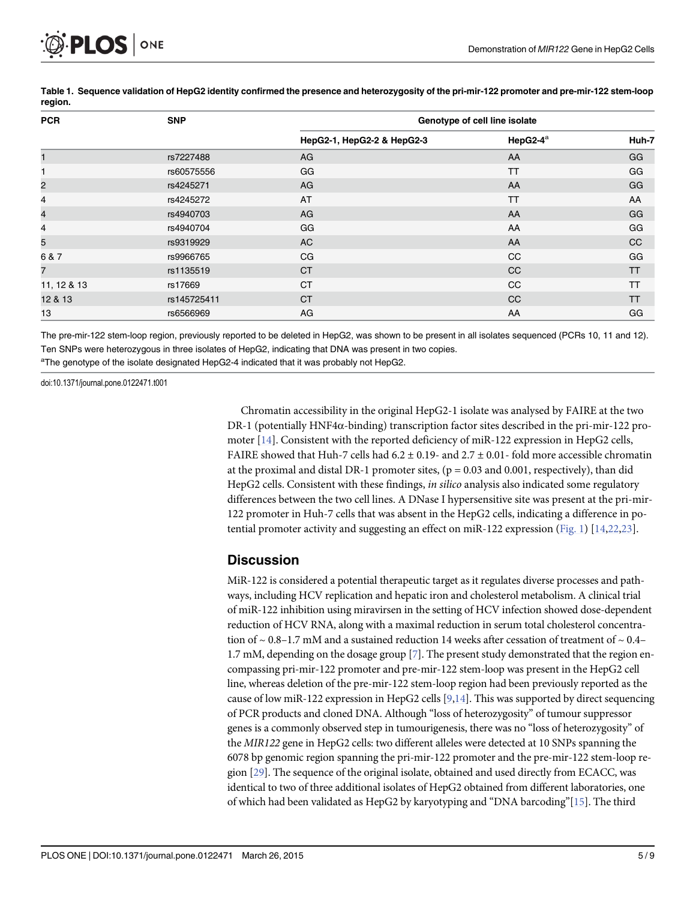**Table 1. Sequence validation of HepG2 identity confirmed the presence and heterozygosity of the pri-mir-122 promoter and pre-mir-122 stem-loop region.**

| PCR | SNP | Genotype of cell line isolate | | |
|---|---|---|---|---|
| | | HepG2-1, HepG2-2 & HepG2-3 | HepG2-4[a] | Huh-7 |
| 1 | rs7227488 | AG | AA | GG |
| 1 | rs60575556 | GG | TT | GG |
| 2 | rs4245271 | AG | AA | GG |
| 4 | rs4245272 | AT | TT | AA |
| 4 | rs4940703 | AG | AA | GG |
| 4 | rs4940704 | GG | AA | GG |
| 5 | rs9319929 | AC | AA | CC |
| 6 & 7 | rs9966765 | CG | CC | GG |
| 7 | rs1135519 | CT | CC | TT |
| 11, 12 & 13 | rs17669 | CT | CC | TT |
| 12 & 13 | rs145725411 | CT | CC | TT |
| 13 | rs6566969 | AG | AA | GG |

The pre-mir-122 stem-loop region, previously reported to be deleted in HepG2, was shown to be present in all isolates sequenced (PCRs 10, 11 and 12). Ten SNPs were heterozygous in three isolates of HepG2, indicating that DNA was present in two copies.

[a]The genotype of the isolate designated HepG2-4 indicated that it was probably not HepG2.

doi:10.1371/journal.pone.0122471.t001

Chromatin accessibility in the original HepG2-1 isolate was analysed by FAIRE at the two DR-1 (potentially HNF4α-binding) transcription factor sites described in the pri-mir-122 promoter [14]. Consistent with the reported deficiency of miR-122 expression in HepG2 cells, FAIRE showed that Huh-7 cells had $6.2 \pm 0.19$- and $2.7 \pm 0.01$- fold more accessible chromatin at the proximal and distal DR-1 promoter sites, ($p = 0.03$ and $0.001$, respectively), than did HepG2 cells. Consistent with these findings, *in silico* analysis also indicated some regulatory differences between the two cell lines. A DNase I hypersensitive site was present at the pri-mir-122 promoter in Huh-7 cells that was absent in the HepG2 cells, indicating a difference in potential promoter activity and suggesting an effect on miR-122 expression (Fig. 1) [14,22,23].

## Discussion

MiR-122 is considered a potential therapeutic target as it regulates diverse processes and pathways, including HCV replication and hepatic iron and cholesterol metabolism. A clinical trial of miR-122 inhibition using miravirsen in the setting of HCV infection showed dose-dependent reduction of HCV RNA, along with a maximal reduction in serum total cholesterol concentration of ~ 0.8–1.7 mM and a sustained reduction 14 weeks after cessation of treatment of ~ 0.4–1.7 mM, depending on the dosage group [7]. The present study demonstrated that the region encompassing pri-mir-122 promoter and pre-mir-122 stem-loop was present in the HepG2 cell line, whereas deletion of the pre-mir-122 stem-loop region had been previously reported as the cause of low miR-122 expression in HepG2 cells [9,14]. This was supported by direct sequencing of PCR products and cloned DNA. Although "loss of heterozygosity" of tumour suppressor genes is a commonly observed step in tumourigenesis, there was no "loss of heterozygosity" of the *MIR122* gene in HepG2 cells: two different alleles were detected at 10 SNPs spanning the 6078 bp genomic region spanning the pri-mir-122 promoter and the pre-mir-122 stem-loop region [29]. The sequence of the original isolate, obtained and used directly from ECACC, was identical to two of three additional isolates of HepG2 obtained from different laboratories, one of which had been validated as HepG2 by karyotyping and "DNA barcoding"[15]. The third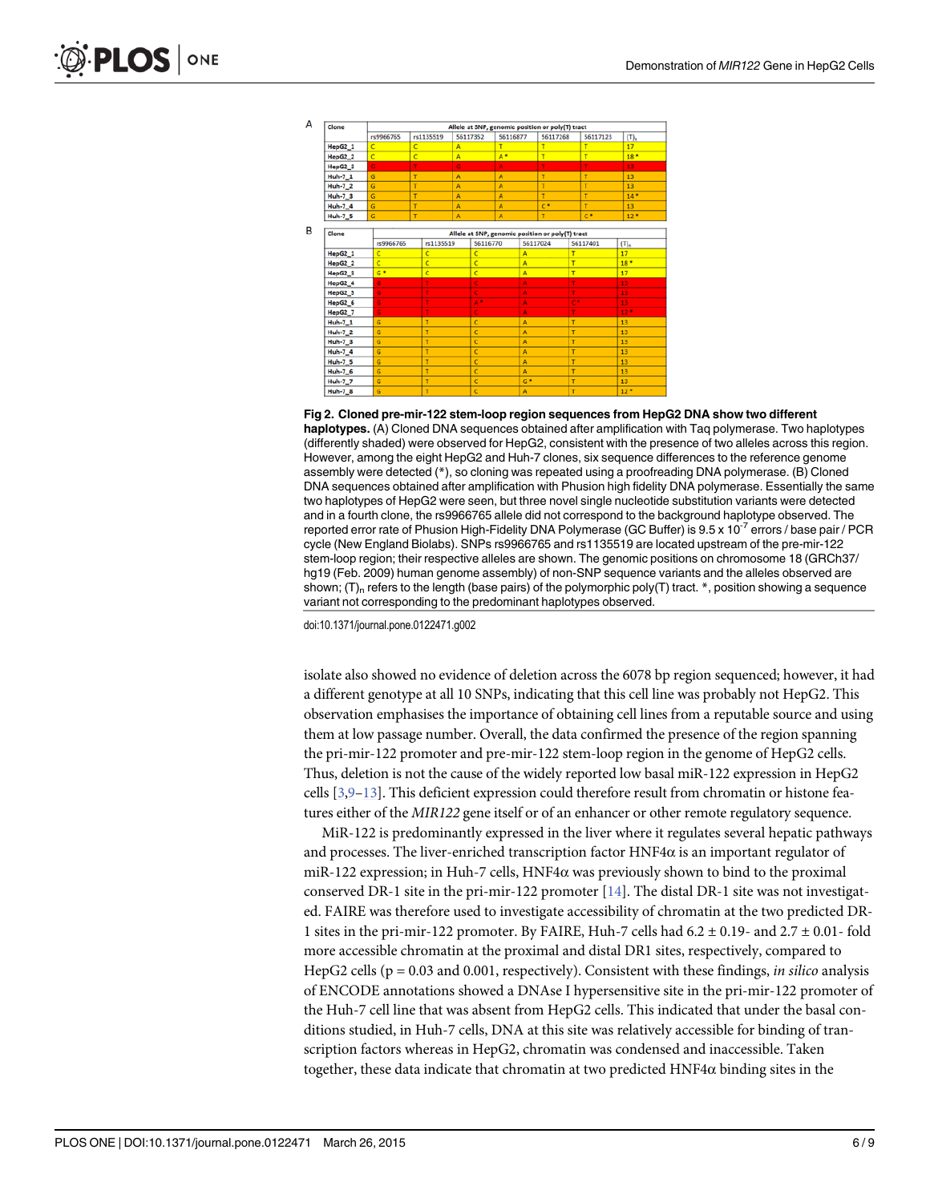**A**

| Clone | Allele at SNP, genomic position or poly(T) tract | | | | | | |
|---|---|---|---|---|---|---|---|
| | rs9966765 | rs1135519 | 56117352 | 56116877 | 56117268 | 56117123 | $(T)_n$ |
| HepG2_1 | C | C | A | T | T | T | 17 |
| HepG2_2 | C | C | A | A * | T | T | 18 * |
| HepG2_3 | G | T | G | A | T | T | 13 |
| Huh-7_1 | G | T | A | A | T | T | 13 |
| Huh-7_2 | G | T | A | A | T | T | 13 |
| Huh-7_3 | G | T | A | A | T | T | 14 * |
| Huh-7_4 | G | T | A | A | C * | T | 13 |
| Huh-7_5 | G | T | A | A | T | C * | 12 * |

**B**

| Clone | Allele at SNP, genomic position or poly(T) tract | | | | | |
|---|---|---|---|---|---|---|
| | rs9966765 | rs1135519 | 56116770 | 56117024 | 56117401 | $(T)_n$ |
| HepG2_1 | C | C | C | A | T | 17 |
| HepG2_2 | C | C | C | A | T | 18 * |
| HepG2_3 | G * | C | C | A | T | 17 |
| HepG2_4 | G | T | C | A | T | 13 |
| HepG2_5 | G | T | C | A | T | 13 |
| HepG2_6 | G | T | A * | A | C * | 13 |
| HepG2_7 | G | T | C | A | T | 12 * |
| Huh-7_1 | G | T | C | A | T | 13 |
| Huh-7_2 | G | T | C | A | T | 13 |
| Huh-7_3 | G | T | C | A | T | 13 |
| Huh-7_4 | G | T | C | A | T | 13 |
| Huh-7_5 | G | T | C | A | T | 13 |
| Huh-7_6 | G | T | C | A | T | 13 |
| Huh-7_7 | G | T | C | G * | T | 13 |
| Huh-7_8 | G | T | C | A | T | 12 * |

**Fig 2. Cloned pre-mir-122 stem-loop region sequences from HepG2 DNA show two different haplotypes.** (A) Cloned DNA sequences obtained after amplification with Taq polymerase. Two haplotypes (differently shaded) were observed for HepG2, consistent with the presence of two alleles across this region. However, among the eight HepG2 and Huh-7 clones, six sequence differences to the reference genome assembly were detected (*), so cloning was repeated using a proofreading DNA polymerase. (B) Cloned DNA sequences obtained after amplification with Phusion high fidelity DNA polymerase. Essentially the same two haplotypes of HepG2 were seen, but three novel single nucleotide substitution variants were detected and in a fourth clone, the rs9966765 allele did not correspond to the background haplotype observed. The reported error rate of Phusion High-Fidelity DNA Polymerase (GC Buffer) is $9.5 \times 10^{-7}$ errors / base pair / PCR cycle (New England Biolabs). SNPs rs9966765 and rs1135519 are located upstream of the pre-mir-122 stem-loop region; their respective alleles are shown. The genomic positions on chromosome 18 (GRCh37/hg19 (Feb. 2009) human genome assembly) of non-SNP sequence variants and the alleles observed are shown; $(T)_n$ refers to the length (base pairs) of the polymorphic poly(T) tract. *, position showing a sequence variant not corresponding to the predominant haplotypes observed.

doi:10.1371/journal.pone.0122471.g002

isolate also showed no evidence of deletion across the 6078 bp region sequenced; however, it had a different genotype at all 10 SNPs, indicating that this cell line was probably not HepG2. This observation emphasises the importance of obtaining cell lines from a reputable source and using them at low passage number. Overall, the data confirmed the presence of the region spanning the pri-mir-122 promoter and pre-mir-122 stem-loop region in the genome of HepG2 cells. Thus, deletion is not the cause of the widely reported low basal miR-122 expression in HepG2 cells [3,9–13]. This deficient expression could therefore result from chromatin or histone features either of the *MIR122* gene itself or of an enhancer or other remote regulatory sequence.

MiR-122 is predominantly expressed in the liver where it regulates several hepatic pathways and processes. The liver-enriched transcription factor HNF4α is an important regulator of miR-122 expression; in Huh-7 cells, HNF4α was previously shown to bind to the proximal conserved DR-1 site in the pri-mir-122 promoter [14]. The distal DR-1 site was not investigated. FAIRE was therefore used to investigate accessibility of chromatin at the two predicted DR-1 sites in the pri-mir-122 promoter. By FAIRE, Huh-7 cells had $6.2 \pm 0.19$- and $2.7 \pm 0.01$- fold more accessible chromatin at the proximal and distal DR1 sites, respectively, compared to HepG2 cells ($p = 0.03$ and $0.001$, respectively). Consistent with these findings, *in silico* analysis of ENCODE annotations showed a DNAse I hypersensitive site in the pri-mir-122 promoter of the Huh-7 cell line that was absent from HepG2 cells. This indicated that under the basal conditions studied, in Huh-7 cells, DNA at this site was relatively accessible for binding of transcription factors whereas in HepG2, chromatin was condensed and inaccessible. Taken together, these data indicate that chromatin at two predicted HNF4α binding sites in the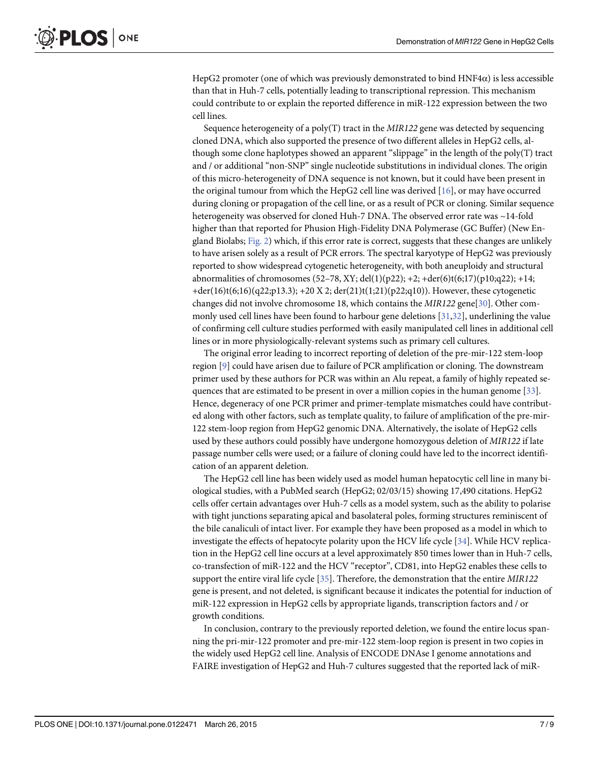HepG2 promoter (one of which was previously demonstrated to bind HNF4α) is less accessible than that in Huh-7 cells, potentially leading to transcriptional repression. This mechanism could contribute to or explain the reported difference in miR-122 expression between the two cell lines.

Sequence heterogeneity of a poly(T) tract in the *MIR122* gene was detected by sequencing cloned DNA, which also supported the presence of two different alleles in HepG2 cells, although some clone haplotypes showed an apparent "slippage" in the length of the poly(T) tract and / or additional "non-SNP" single nucleotide substitutions in individual clones. The origin of this micro-heterogeneity of DNA sequence is not known, but it could have been present in the original tumour from which the HepG2 cell line was derived [16], or may have occurred during cloning or propagation of the cell line, or as a result of PCR or cloning. Similar sequence heterogeneity was observed for cloned Huh-7 DNA. The observed error rate was ~14-fold higher than that reported for Phusion High-Fidelity DNA Polymerase (GC Buffer) (New England Biolabs; Fig. 2) which, if this error rate is correct, suggests that these changes are unlikely to have arisen solely as a result of PCR errors. The spectral karyotype of HepG2 was previously reported to show widespread cytogenetic heterogeneity, with both aneuploidy and structural abnormalities of chromosomes (52–78, XY; del(1)(p22); +2; +der(6)t(6;17)(p10;q22); +14; +der(16)t(6;16)(q22;p13.3); +20 X 2; der(21)t(1;21)(p22;q10)). However, these cytogenetic changes did not involve chromosome 18, which contains the *MIR122* gene[30]. Other commonly used cell lines have been found to harbour gene deletions [31,32], underlining the value of confirming cell culture studies performed with easily manipulated cell lines in additional cell lines or in more physiologically-relevant systems such as primary cell cultures.

The original error leading to incorrect reporting of deletion of the pre-mir-122 stem-loop region [9] could have arisen due to failure of PCR amplification or cloning. The downstream primer used by these authors for PCR was within an Alu repeat, a family of highly repeated sequences that are estimated to be present in over a million copies in the human genome [33]. Hence, degeneracy of one PCR primer and primer-template mismatches could have contributed along with other factors, such as template quality, to failure of amplification of the pre-mir-122 stem-loop region from HepG2 genomic DNA. Alternatively, the isolate of HepG2 cells used by these authors could possibly have undergone homozygous deletion of *MIR122* if late passage number cells were used; or a failure of cloning could have led to the incorrect identification of an apparent deletion.

The HepG2 cell line has been widely used as model human hepatocytic cell line in many biological studies, with a PubMed search (HepG2; 02/03/15) showing 17,490 citations. HepG2 cells offer certain advantages over Huh-7 cells as a model system, such as the ability to polarise with tight junctions separating apical and basolateral poles, forming structures reminiscent of the bile canaliculi of intact liver. For example they have been proposed as a model in which to investigate the effects of hepatocyte polarity upon the HCV life cycle [34]. While HCV replication in the HepG2 cell line occurs at a level approximately 850 times lower than in Huh-7 cells, co-transfection of miR-122 and the HCV "receptor", CD81, into HepG2 enables these cells to support the entire viral life cycle [35]. Therefore, the demonstration that the entire *MIR122* gene is present, and not deleted, is significant because it indicates the potential for induction of miR-122 expression in HepG2 cells by appropriate ligands, transcription factors and / or growth conditions.

In conclusion, contrary to the previously reported deletion, we found the entire locus spanning the pri-mir-122 promoter and pre-mir-122 stem-loop region is present in two copies in the widely used HepG2 cell line. Analysis of ENCODE DNAse I genome annotations and FAIRE investigation of HepG2 and Huh-7 cultures suggested that the reported lack of miR-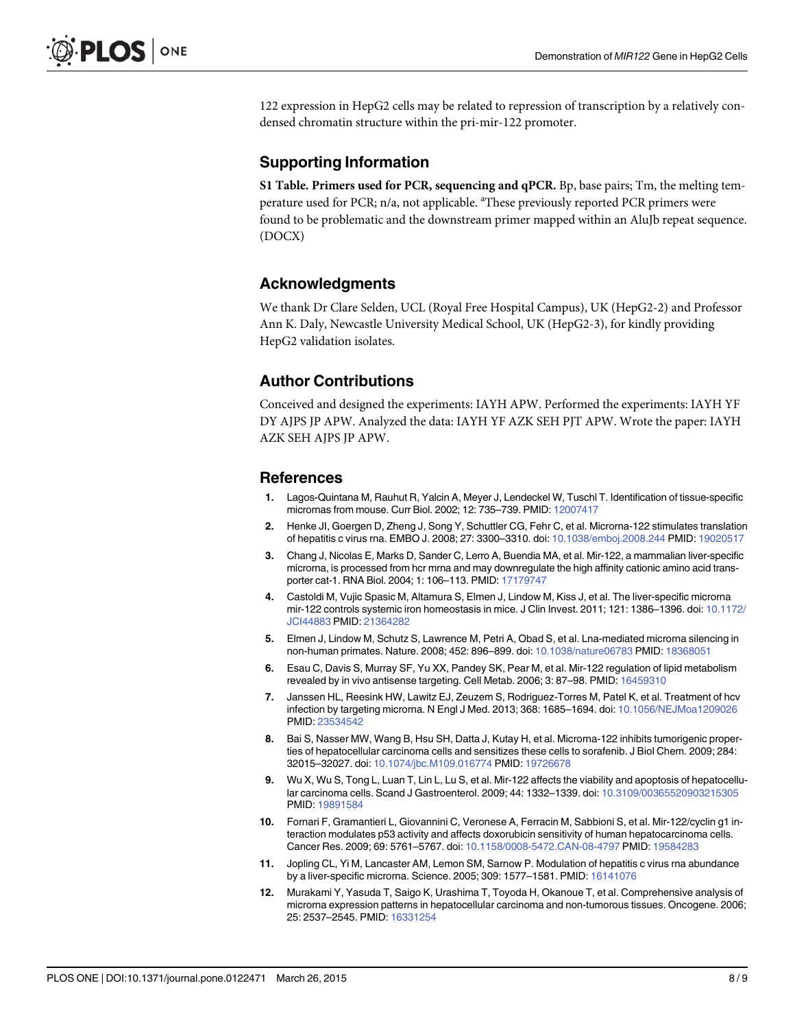122 expression in HepG2 cells may be related to repression of transcription by a relatively condensed chromatin structure within the pri-mir-122 promoter.

## Supporting Information

**S1 Table. Primers used for PCR, sequencing and qPCR.** Bp, base pairs; Tm, the melting temperature used for PCR; n/a, not applicable. [a]These previously reported PCR primers were found to be problematic and the downstream primer mapped within an AluJb repeat sequence. (DOCX)

## Acknowledgments

We thank Dr Clare Selden, UCL (Royal Free Hospital Campus), UK (HepG2-2) and Professor Ann K. Daly, Newcastle University Medical School, UK (HepG2-3), for kindly providing HepG2 validation isolates.

## Author Contributions

Conceived and designed the experiments: IAYH APW. Performed the experiments: IAYH YF DY AJPS JP APW. Analyzed the data: IAYH YF AZK SEH PJT APW. Wrote the paper: IAYH AZK SEH AJPS JP APW.

## References

1. Lagos-Quintana M, Rauhut R, Yalcin A, Meyer J, Lendeckel W, Tuschl T. Identification of tissue-specific micrornas from mouse. Curr Biol. 2002; 12: 735–739. PMID: 12007417
2. Henke JI, Goergen D, Zheng J, Song Y, Schuttler CG, Fehr C, et al. Microrna-122 stimulates translation of hepatitis c virus rna. EMBO J. 2008; 27: 3300–3310. doi: 10.1038/emboj.2008.244 PMID: 19020517
3. Chang J, Nicolas E, Marks D, Sander C, Lerro A, Buendia MA, et al. Mir-122, a mammalian liver-specific microrna, is processed from hcr mrna and may downregulate the high affinity cationic amino acid transporter cat-1. RNA Biol. 2004; 1: 106–113. PMID: 17179747
4. Castoldi M, Vujic Spasic M, Altamura S, Elmen J, Lindow M, Kiss J, et al. The liver-specific microrna mir-122 controls systemic iron homeostasis in mice. J Clin Invest. 2011; 121: 1386–1396. doi: 10.1172/JCI44883 PMID: 21364282
5. Elmen J, Lindow M, Schutz S, Lawrence M, Petri A, Obad S, et al. Lna-mediated microrna silencing in non-human primates. Nature. 2008; 452: 896–899. doi: 10.1038/nature06783 PMID: 18368051
6. Esau C, Davis S, Murray SF, Yu XX, Pandey SK, Pear M, et al. Mir-122 regulation of lipid metabolism revealed by in vivo antisense targeting. Cell Metab. 2006; 3: 87–98. PMID: 16459310
7. Janssen HL, Reesink HW, Lawitz EJ, Zeuzem S, Rodriguez-Torres M, Patel K, et al. Treatment of hcv infection by targeting microrna. N Engl J Med. 2013; 368: 1685–1694. doi: 10.1056/NEJMoa1209026 PMID: 23534542
8. Bai S, Nasser MW, Wang B, Hsu SH, Datta J, Kutay H, et al. Microrna-122 inhibits tumorigenic properties of hepatocellular carcinoma cells and sensitizes these cells to sorafenib. J Biol Chem. 2009; 284: 32015–32027. doi: 10.1074/jbc.M109.016774 PMID: 19726678
9. Wu X, Wu S, Tong L, Luan T, Lin L, Lu S, et al. Mir-122 affects the viability and apoptosis of hepatocellular carcinoma cells. Scand J Gastroenterol. 2009; 44: 1332–1339. doi: 10.3109/00365520903215305 PMID: 19891584
10. Fornari F, Gramantieri L, Giovannini C, Veronese A, Ferracin M, Sabbioni S, et al. Mir-122/cyclin g1 interaction modulates p53 activity and affects doxorubicin sensitivity of human hepatocarcinoma cells. Cancer Res. 2009; 69: 5761–5767. doi: 10.1158/0008-5472.CAN-08-4797 PMID: 19584283
11. Jopling CL, Yi M, Lancaster AM, Lemon SM, Sarnow P. Modulation of hepatitis c virus rna abundance by a liver-specific microrna. Science. 2005; 309: 1577–1581. PMID: 16141076
12. Murakami Y, Yasuda T, Saigo K, Urashima T, Toyoda H, Okanoue T, et al. Comprehensive analysis of microrna expression patterns in hepatocellular carcinoma and non-tumorous tissues. Oncogene. 2006; 25: 2537–2545. PMID: 16331254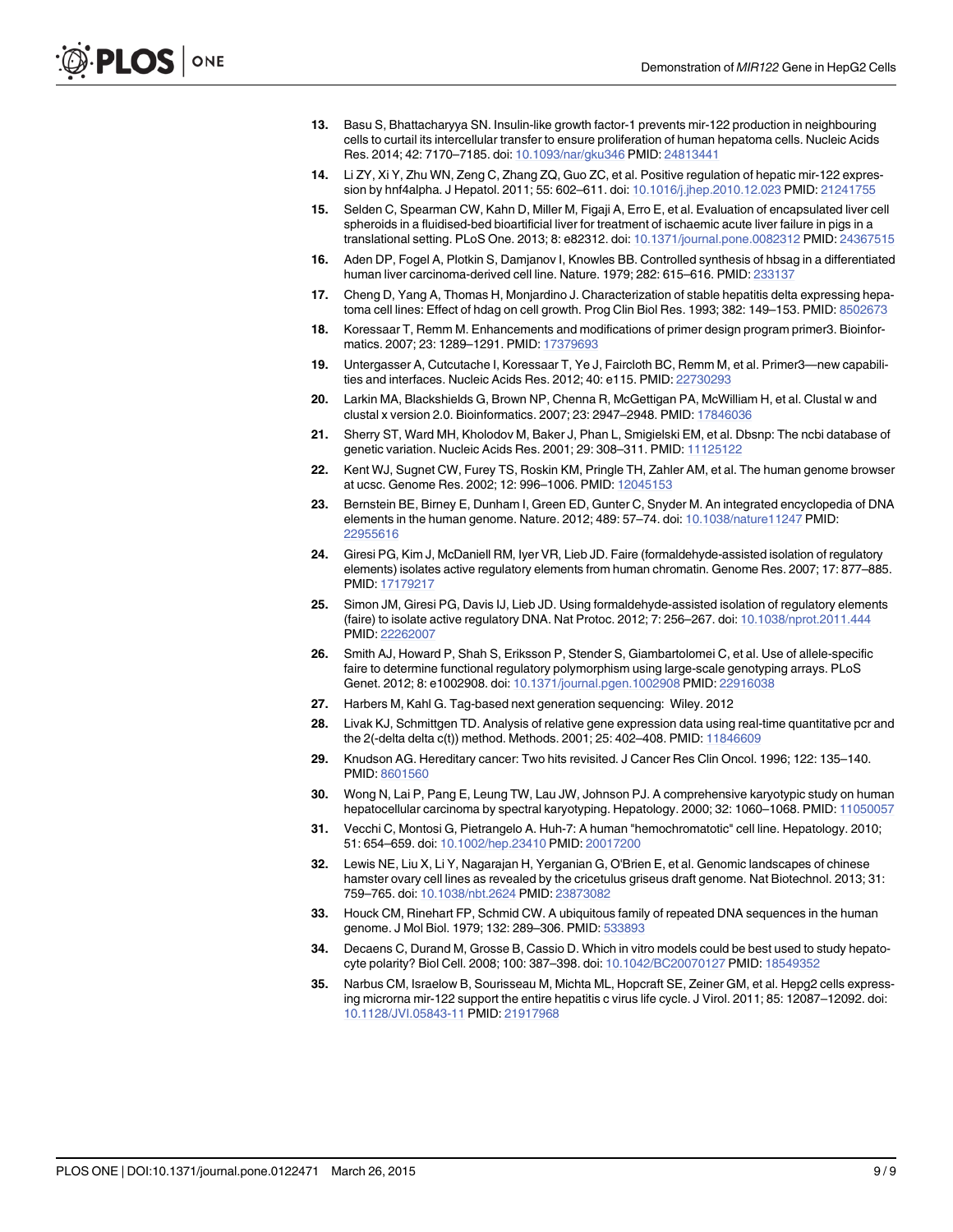13. Basu S, Bhattacharyya SN. Insulin-like growth factor-1 prevents mir-122 production in neighbouring cells to curtail its intercellular transfer to ensure proliferation of human hepatoma cells. Nucleic Acids Res. 2014; 42: 7170–7185. doi: 10.1093/nar/gku346 PMID: 24813441
14. Li ZY, Xi Y, Zhu WN, Zeng C, Zhang ZQ, Guo ZC, et al. Positive regulation of hepatic mir-122 expression by hnf4alpha. J Hepatol. 2011; 55: 602–611. doi: 10.1016/j.jhep.2010.12.023 PMID: 21241755
15. Selden C, Spearman CW, Kahn D, Miller M, Figaji A, Erro E, et al. Evaluation of encapsulated liver cell spheroids in a fluidised-bed bioartificial liver for treatment of ischaemic acute liver failure in pigs in a translational setting. PLoS One. 2013; 8: e82312. doi: 10.1371/journal.pone.0082312 PMID: 24367515
16. Aden DP, Fogel A, Plotkin S, Damjanov I, Knowles BB. Controlled synthesis of hbsag in a differentiated human liver carcinoma-derived cell line. Nature. 1979; 282: 615–616. PMID: 233137
17. Cheng D, Yang A, Thomas H, Monjardino J. Characterization of stable hepatitis delta expressing hepatoma cell lines: Effect of hdag on cell growth. Prog Clin Biol Res. 1993; 382: 149–153. PMID: 8502673
18. Koressaar T, Remm M. Enhancements and modifications of primer design program primer3. Bioinformatics. 2007; 23: 1289–1291. PMID: 17379693
19. Untergasser A, Cutcutache I, Koressaar T, Ye J, Faircloth BC, Remm M, et al. Primer3—new capabilities and interfaces. Nucleic Acids Res. 2012; 40: e115. PMID: 22730293
20. Larkin MA, Blackshields G, Brown NP, Chenna R, McGettigan PA, McWilliam H, et al. Clustal w and clustal x version 2.0. Bioinformatics. 2007; 23: 2947–2948. PMID: 17846036
21. Sherry ST, Ward MH, Kholodov M, Baker J, Phan L, Smigielski EM, et al. Dbsnp: The ncbi database of genetic variation. Nucleic Acids Res. 2001; 29: 308–311. PMID: 11125122
22. Kent WJ, Sugnet CW, Furey TS, Roskin KM, Pringle TH, Zahler AM, et al. The human genome browser at ucsc. Genome Res. 2002; 12: 996–1006. PMID: 12045153
23. Bernstein BE, Birney E, Dunham I, Green ED, Gunter C, Snyder M. An integrated encyclopedia of DNA elements in the human genome. Nature. 2012; 489: 57–74. doi: 10.1038/nature11247 PMID: 22955616
24. Giresi PG, Kim J, McDaniell RM, Iyer VR, Lieb JD. Faire (formaldehyde-assisted isolation of regulatory elements) isolates active regulatory elements from human chromatin. Genome Res. 2007; 17: 877–885. PMID: 17179217
25. Simon JM, Giresi PG, Davis IJ, Lieb JD. Using formaldehyde-assisted isolation of regulatory elements (faire) to isolate active regulatory DNA. Nat Protoc. 2012; 7: 256–267. doi: 10.1038/nprot.2011.444 PMID: 22262007
26. Smith AJ, Howard P, Shah S, Eriksson P, Stender S, Giambartolomei C, et al. Use of allele-specific faire to determine functional regulatory polymorphism using large-scale genotyping arrays. PLoS Genet. 2012; 8: e1002908. doi: 10.1371/journal.pgen.1002908 PMID: 22916038
27. Harbers M, Kahl G. Tag-based next generation sequencing: Wiley. 2012
28. Livak KJ, Schmittgen TD. Analysis of relative gene expression data using real-time quantitative pcr and the 2(-delta delta c(t)) method. Methods. 2001; 25: 402–408. PMID: 11846609
29. Knudson AG. Hereditary cancer: Two hits revisited. J Cancer Res Clin Oncol. 1996; 122: 135–140. PMID: 8601560
30. Wong N, Lai P, Pang E, Leung TW, Lau JW, Johnson PJ. A comprehensive karyotypic study on human hepatocellular carcinoma by spectral karyotyping. Hepatology. 2000; 32: 1060–1068. PMID: 11050057
31. Vecchi C, Montosi G, Pietrangelo A. Huh-7: A human "hemochromatotic" cell line. Hepatology. 2010; 51: 654–659. doi: 10.1002/hep.23410 PMID: 20017200
32. Lewis NE, Liu X, Li Y, Nagarajan H, Yerganian G, O'Brien E, et al. Genomic landscapes of chinese hamster ovary cell lines as revealed by the cricetulus griseus draft genome. Nat Biotechnol. 2013; 31: 759–765. doi: 10.1038/nbt.2624 PMID: 23873082
33. Houck CM, Rinehart FP, Schmid CW. A ubiquitous family of repeated DNA sequences in the human genome. J Mol Biol. 1979; 132: 289–306. PMID: 533893
34. Decaens C, Durand M, Grosse B, Cassio D. Which in vitro models could be best used to study hepatocyte polarity? Biol Cell. 2008; 100: 387–398. doi: 10.1042/BC20070127 PMID: 18549352
35. Narbus CM, Israelow B, Sourisseau M, Michta ML, Hopcraft SE, Zeiner GM, et al. Hepg2 cells expressing microrna mir-122 support the entire hepatitis c virus life cycle. J Virol. 2011; 85: 12087–12092. doi: 10.1128/JVI.05843-11 PMID: 21917968